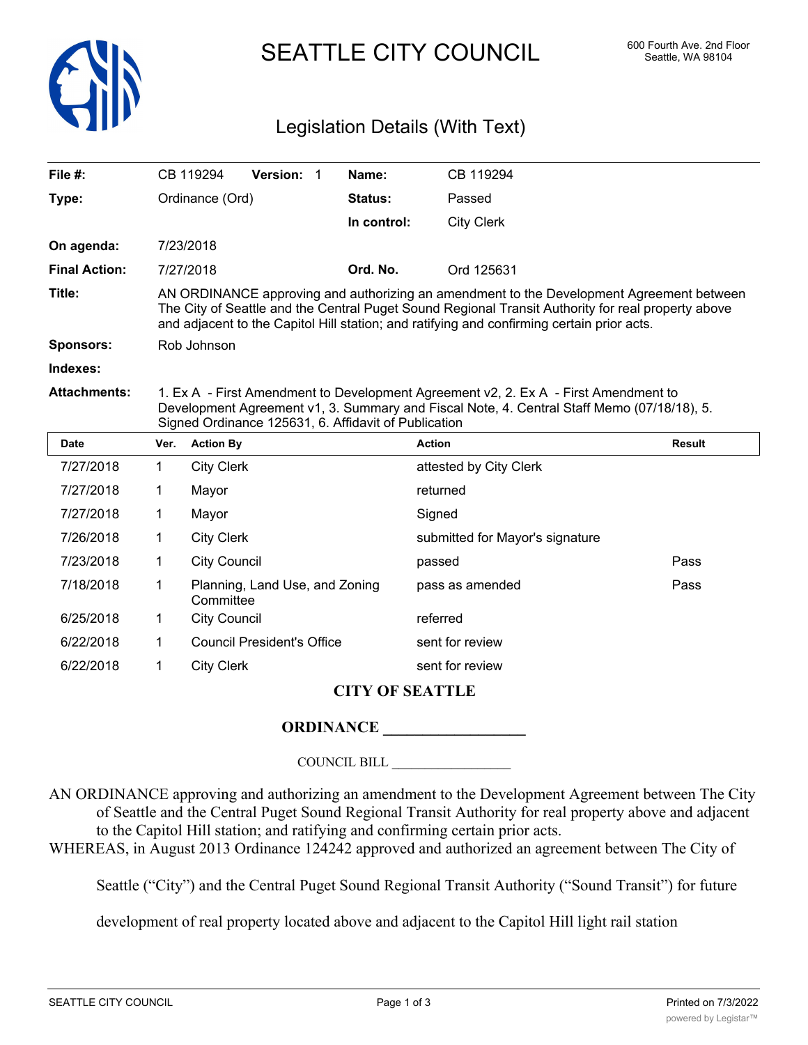# SEATTLE CITY COUNCIL

600 Fourth Ave. 2nd Floor
Seattle, WA 98104

## Legislation Details (With Text)

| | | | |
|---|---|---|---|
| **File #:** | CB 119294 **Version:** 1 | **Name:** | CB 119294 |
| **Type:** | Ordinance (Ord) | **Status:** | Passed |
| | | **In control:** | City Clerk |
| **On agenda:** | 7/23/2018 | | |
| **Final Action:** | 7/27/2018 | **Ord. No.** | Ord 125631 |

**Title:** AN ORDINANCE approving and authorizing an amendment to the Development Agreement between The City of Seattle and the Central Puget Sound Regional Transit Authority for real property above and adjacent to the Capitol Hill station; and ratifying and confirming certain prior acts.

**Sponsors:** Rob Johnson

**Indexes:**

**Attachments:** 1. Ex A - First Amendment to Development Agreement v2, 2. Ex A - First Amendment to Development Agreement v1, 3. Summary and Fiscal Note, 4. Central Staff Memo (07/18/18), 5. Signed Ordinance 125631, 6. Affidavit of Publication

| Date | Ver. | Action By | Action | Result |
|---|---|---|---|---|
| 7/27/2018 | 1 | City Clerk | attested by City Clerk | |
| 7/27/2018 | 1 | Mayor | returned | |
| 7/27/2018 | 1 | Mayor | Signed | |
| 7/26/2018 | 1 | City Clerk | submitted for Mayor's signature | |
| 7/23/2018 | 1 | City Council | passed | Pass |
| 7/18/2018 | 1 | Planning, Land Use, and Zoning Committee | pass as amended | Pass |
| 6/25/2018 | 1 | City Council | referred | |
| 6/22/2018 | 1 | Council President's Office | sent for review | |
| 6/22/2018 | 1 | City Clerk | sent for review | |

**CITY OF SEATTLE**

**ORDINANCE ________________**

COUNCIL BILL ________________

AN ORDINANCE approving and authorizing an amendment to the Development Agreement between The City of Seattle and the Central Puget Sound Regional Transit Authority for real property above and adjacent to the Capitol Hill station; and ratifying and confirming certain prior acts.

WHEREAS, in August 2013 Ordinance 124242 approved and authorized an agreement between The City of Seattle ("City") and the Central Puget Sound Regional Transit Authority ("Sound Transit") for future development of real property located above and adjacent to the Capitol Hill light rail station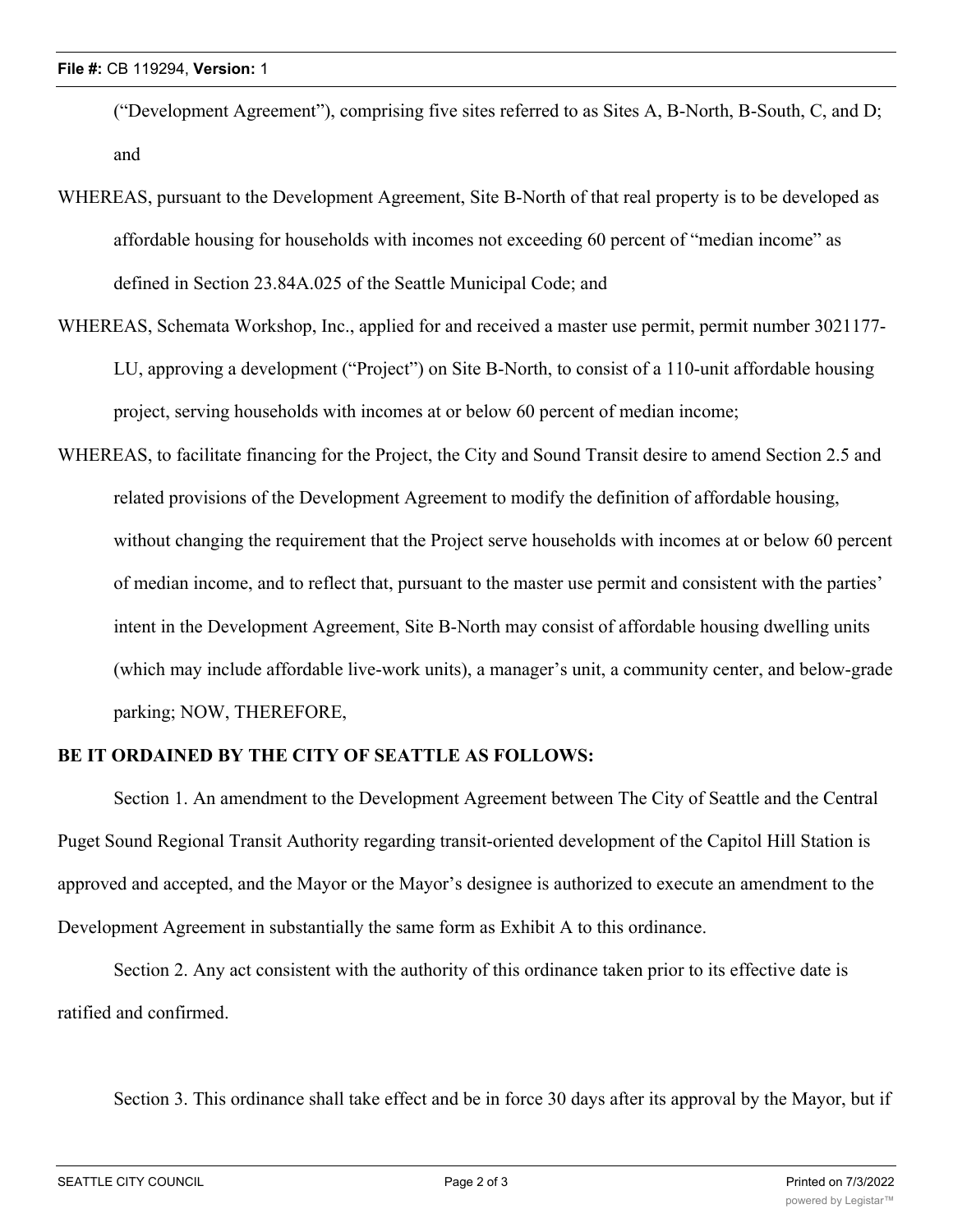("Development Agreement"), comprising five sites referred to as Sites A, B-North, B-South, C, and D; and

WHEREAS, pursuant to the Development Agreement, Site B-North of that real property is to be developed as affordable housing for households with incomes not exceeding 60 percent of "median income" as defined in Section 23.84A.025 of the Seattle Municipal Code; and

WHEREAS, Schemata Workshop, Inc., applied for and received a master use permit, permit number 3021177-LU, approving a development ("Project") on Site B-North, to consist of a 110-unit affordable housing project, serving households with incomes at or below 60 percent of median income;

WHEREAS, to facilitate financing for the Project, the City and Sound Transit desire to amend Section 2.5 and related provisions of the Development Agreement to modify the definition of affordable housing, without changing the requirement that the Project serve households with incomes at or below 60 percent of median income, and to reflect that, pursuant to the master use permit and consistent with the parties' intent in the Development Agreement, Site B-North may consist of affordable housing dwelling units (which may include affordable live-work units), a manager's unit, a community center, and below-grade parking; NOW, THEREFORE,

**BE IT ORDAINED BY THE CITY OF SEATTLE AS FOLLOWS:**

Section 1. An amendment to the Development Agreement between The City of Seattle and the Central Puget Sound Regional Transit Authority regarding transit-oriented development of the Capitol Hill Station is approved and accepted, and the Mayor or the Mayor's designee is authorized to execute an amendment to the Development Agreement in substantially the same form as Exhibit A to this ordinance.

Section 2. Any act consistent with the authority of this ordinance taken prior to its effective date is ratified and confirmed.

Section 3. This ordinance shall take effect and be in force 30 days after its approval by the Mayor, but if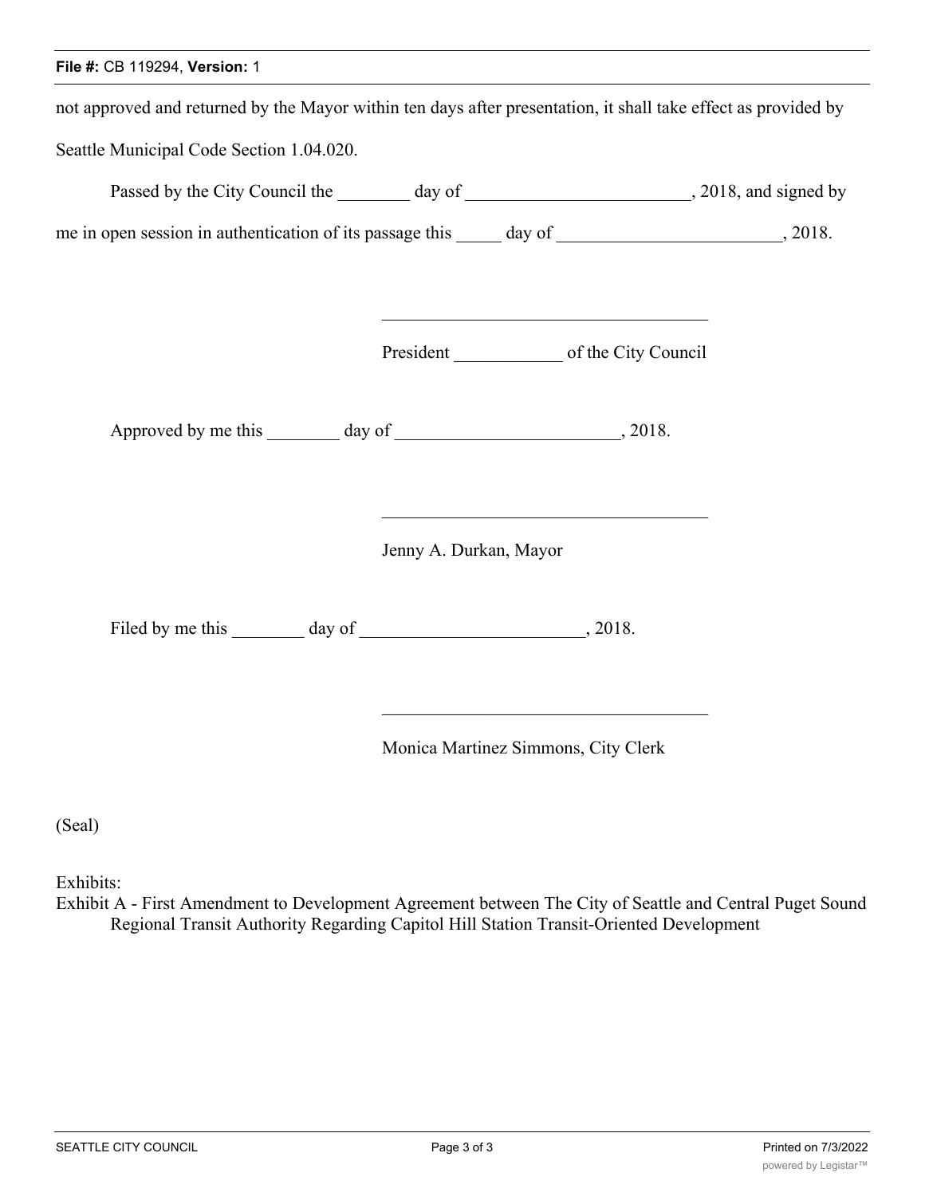not approved and returned by the Mayor within ten days after presentation, it shall take effect as provided by Seattle Municipal Code Section 1.04.020.

Passed by the City Council the ________ day of _________________________, 2018, and signed by me in open session in authentication of its passage this _____ day of _________________________, 2018.

____________________________________

President ____________ of the City Council

Approved by me this ________ day of _________________________, 2018.

____________________________________

Jenny A. Durkan, Mayor

Filed by me this ________ day of _________________________, 2018.

____________________________________

Monica Martinez Simmons, City Clerk

(Seal)

Exhibits:

Exhibit A - First Amendment to Development Agreement between The City of Seattle and Central Puget Sound Regional Transit Authority Regarding Capitol Hill Station Transit-Oriented Development